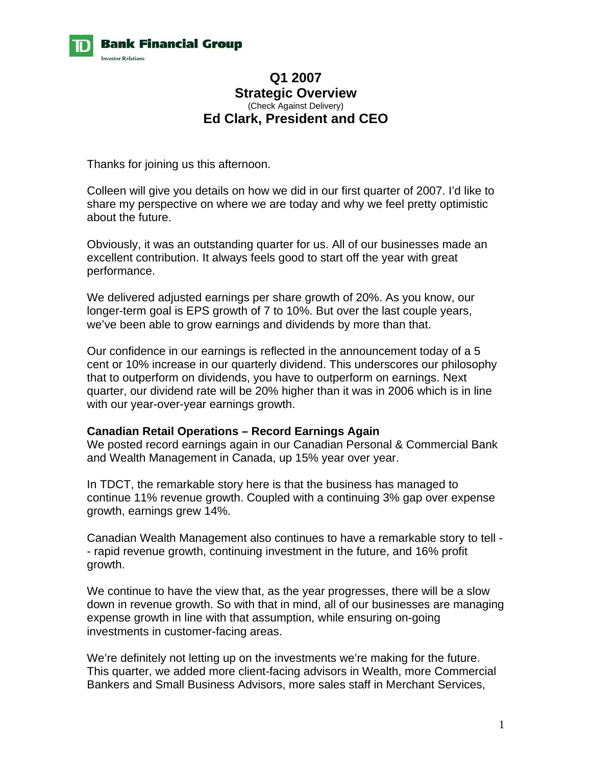# Q1 2007
## Strategic Overview
(Check Against Delivery)
## Ed Clark, President and CEO

Thanks for joining us this afternoon.

Colleen will give you details on how we did in our first quarter of 2007. I'd like to share my perspective on where we are today and why we feel pretty optimistic about the future.

Obviously, it was an outstanding quarter for us. All of our businesses made an excellent contribution. It always feels good to start off the year with great performance.

We delivered adjusted earnings per share growth of 20%. As you know, our longer-term goal is EPS growth of 7 to 10%. But over the last couple years, we've been able to grow earnings and dividends by more than that.

Our confidence in our earnings is reflected in the announcement today of a 5 cent or 10% increase in our quarterly dividend. This underscores our philosophy that to outperform on dividends, you have to outperform on earnings. Next quarter, our dividend rate will be 20% higher than it was in 2006 which is in line with our year-over-year earnings growth.

**Canadian Retail Operations – Record Earnings Again**

We posted record earnings again in our Canadian Personal & Commercial Bank and Wealth Management in Canada, up 15% year over year.

In TDCT, the remarkable story here is that the business has managed to continue 11% revenue growth. Coupled with a continuing 3% gap over expense growth, earnings grew 14%.

Canadian Wealth Management also continues to have a remarkable story to tell -- rapid revenue growth, continuing investment in the future, and 16% profit growth.

We continue to have the view that, as the year progresses, there will be a slow down in revenue growth. So with that in mind, all of our businesses are managing expense growth in line with that assumption, while ensuring on-going investments in customer-facing areas.

We're definitely not letting up on the investments we're making for the future. This quarter, we added more client-facing advisors in Wealth, more Commercial Bankers and Small Business Advisors, more sales staff in Merchant Services,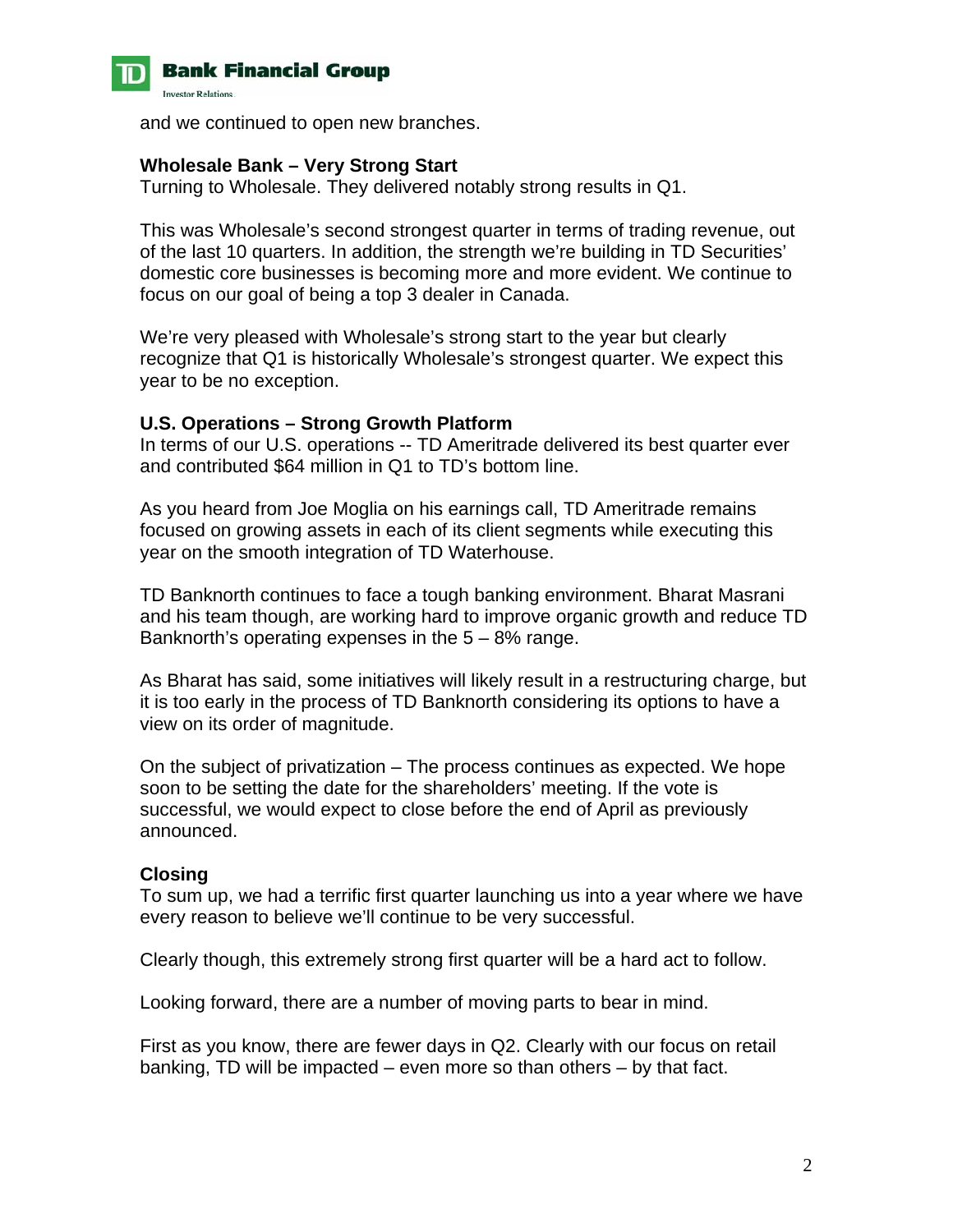and we continued to open new branches.

**Wholesale Bank – Very Strong Start**
Turning to Wholesale. They delivered notably strong results in Q1.

This was Wholesale's second strongest quarter in terms of trading revenue, out of the last 10 quarters. In addition, the strength we're building in TD Securities' domestic core businesses is becoming more and more evident. We continue to focus on our goal of being a top 3 dealer in Canada.

We're very pleased with Wholesale's strong start to the year but clearly recognize that Q1 is historically Wholesale's strongest quarter. We expect this year to be no exception.

**U.S. Operations – Strong Growth Platform**
In terms of our U.S. operations -- TD Ameritrade delivered its best quarter ever and contributed $64 million in Q1 to TD's bottom line.

As you heard from Joe Moglia on his earnings call, TD Ameritrade remains focused on growing assets in each of its client segments while executing this year on the smooth integration of TD Waterhouse.

TD Banknorth continues to face a tough banking environment. Bharat Masrani and his team though, are working hard to improve organic growth and reduce TD Banknorth's operating expenses in the 5 – 8% range.

As Bharat has said, some initiatives will likely result in a restructuring charge, but it is too early in the process of TD Banknorth considering its options to have a view on its order of magnitude.

On the subject of privatization – The process continues as expected. We hope soon to be setting the date for the shareholders' meeting. If the vote is successful, we would expect to close before the end of April as previously announced.

**Closing**
To sum up, we had a terrific first quarter launching us into a year where we have every reason to believe we'll continue to be very successful.

Clearly though, this extremely strong first quarter will be a hard act to follow.

Looking forward, there are a number of moving parts to bear in mind.

First as you know, there are fewer days in Q2. Clearly with our focus on retail banking, TD will be impacted – even more so than others – by that fact.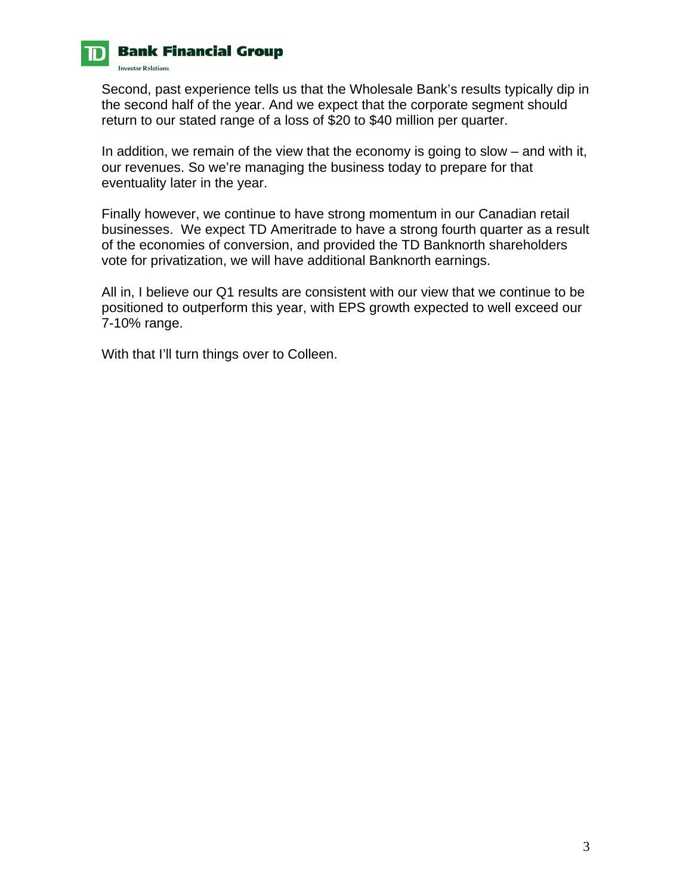Second, past experience tells us that the Wholesale Bank's results typically dip in the second half of the year. And we expect that the corporate segment should return to our stated range of a loss of $20 to $40 million per quarter.

In addition, we remain of the view that the economy is going to slow – and with it, our revenues. So we're managing the business today to prepare for that eventuality later in the year.

Finally however, we continue to have strong momentum in our Canadian retail businesses. We expect TD Ameritrade to have a strong fourth quarter as a result of the economies of conversion, and provided the TD Banknorth shareholders vote for privatization, we will have additional Banknorth earnings.

All in, I believe our Q1 results are consistent with our view that we continue to be positioned to outperform this year, with EPS growth expected to well exceed our 7-10% range.

With that I'll turn things over to Colleen.